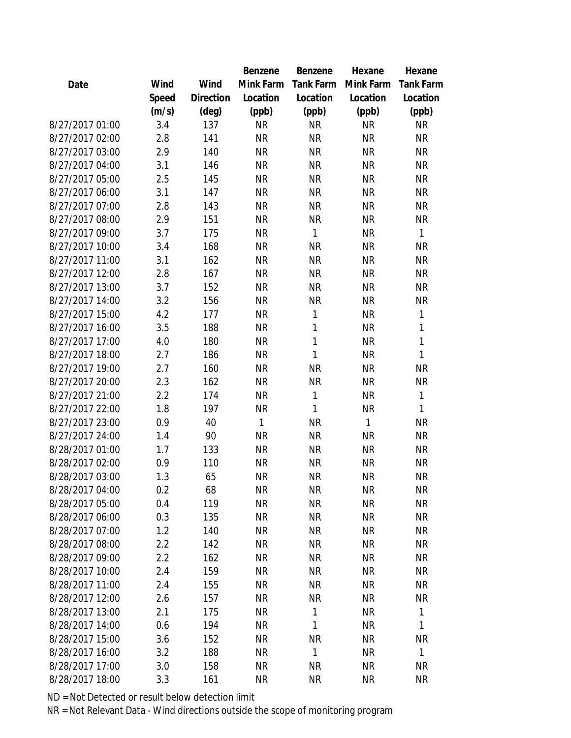| Date | Wind Speed (m/s) | Wind Direction (deg) | Benzene Mink Farm Location (ppb) | Benzene Tank Farm Location (ppb) | Hexane Mink Farm Location (ppb) | Hexane Tank Farm Location (ppb) |
|---|---|---|---|---|---|---|
| 8/27/2017 01:00 | 3.4 | 137 | NR | NR | NR | NR |
| 8/27/2017 02:00 | 2.8 | 141 | NR | NR | NR | NR |
| 8/27/2017 03:00 | 2.9 | 140 | NR | NR | NR | NR |
| 8/27/2017 04:00 | 3.1 | 146 | NR | NR | NR | NR |
| 8/27/2017 05:00 | 2.5 | 145 | NR | NR | NR | NR |
| 8/27/2017 06:00 | 3.1 | 147 | NR | NR | NR | NR |
| 8/27/2017 07:00 | 2.8 | 143 | NR | NR | NR | NR |
| 8/27/2017 08:00 | 2.9 | 151 | NR | NR | NR | NR |
| 8/27/2017 09:00 | 3.7 | 175 | NR | 1 | NR | 1 |
| 8/27/2017 10:00 | 3.4 | 168 | NR | NR | NR | NR |
| 8/27/2017 11:00 | 3.1 | 162 | NR | NR | NR | NR |
| 8/27/2017 12:00 | 2.8 | 167 | NR | NR | NR | NR |
| 8/27/2017 13:00 | 3.7 | 152 | NR | NR | NR | NR |
| 8/27/2017 14:00 | 3.2 | 156 | NR | NR | NR | NR |
| 8/27/2017 15:00 | 4.2 | 177 | NR | 1 | NR | 1 |
| 8/27/2017 16:00 | 3.5 | 188 | NR | 1 | NR | 1 |
| 8/27/2017 17:00 | 4.0 | 180 | NR | 1 | NR | 1 |
| 8/27/2017 18:00 | 2.7 | 186 | NR | 1 | NR | 1 |
| 8/27/2017 19:00 | 2.7 | 160 | NR | NR | NR | NR |
| 8/27/2017 20:00 | 2.3 | 162 | NR | NR | NR | NR |
| 8/27/2017 21:00 | 2.2 | 174 | NR | 1 | NR | 1 |
| 8/27/2017 22:00 | 1.8 | 197 | NR | 1 | NR | 1 |
| 8/27/2017 23:00 | 0.9 | 40 | 1 | NR | 1 | NR |
| 8/27/2017 24:00 | 1.4 | 90 | NR | NR | NR | NR |
| 8/28/2017 01:00 | 1.7 | 133 | NR | NR | NR | NR |
| 8/28/2017 02:00 | 0.9 | 110 | NR | NR | NR | NR |
| 8/28/2017 03:00 | 1.3 | 65 | NR | NR | NR | NR |
| 8/28/2017 04:00 | 0.2 | 68 | NR | NR | NR | NR |
| 8/28/2017 05:00 | 0.4 | 119 | NR | NR | NR | NR |
| 8/28/2017 06:00 | 0.3 | 135 | NR | NR | NR | NR |
| 8/28/2017 07:00 | 1.2 | 140 | NR | NR | NR | NR |
| 8/28/2017 08:00 | 2.2 | 142 | NR | NR | NR | NR |
| 8/28/2017 09:00 | 2.2 | 162 | NR | NR | NR | NR |
| 8/28/2017 10:00 | 2.4 | 159 | NR | NR | NR | NR |
| 8/28/2017 11:00 | 2.4 | 155 | NR | NR | NR | NR |
| 8/28/2017 12:00 | 2.6 | 157 | NR | NR | NR | NR |
| 8/28/2017 13:00 | 2.1 | 175 | NR | 1 | NR | 1 |
| 8/28/2017 14:00 | 0.6 | 194 | NR | 1 | NR | 1 |
| 8/28/2017 15:00 | 3.6 | 152 | NR | NR | NR | NR |
| 8/28/2017 16:00 | 3.2 | 188 | NR | 1 | NR | 1 |
| 8/28/2017 17:00 | 3.0 | 158 | NR | NR | NR | NR |
| 8/28/2017 18:00 | 3.3 | 161 | NR | NR | NR | NR |

ND = Not Detected or result below detection limit

NR = Not Relevant Data - Wind directions outside the scope of monitoring program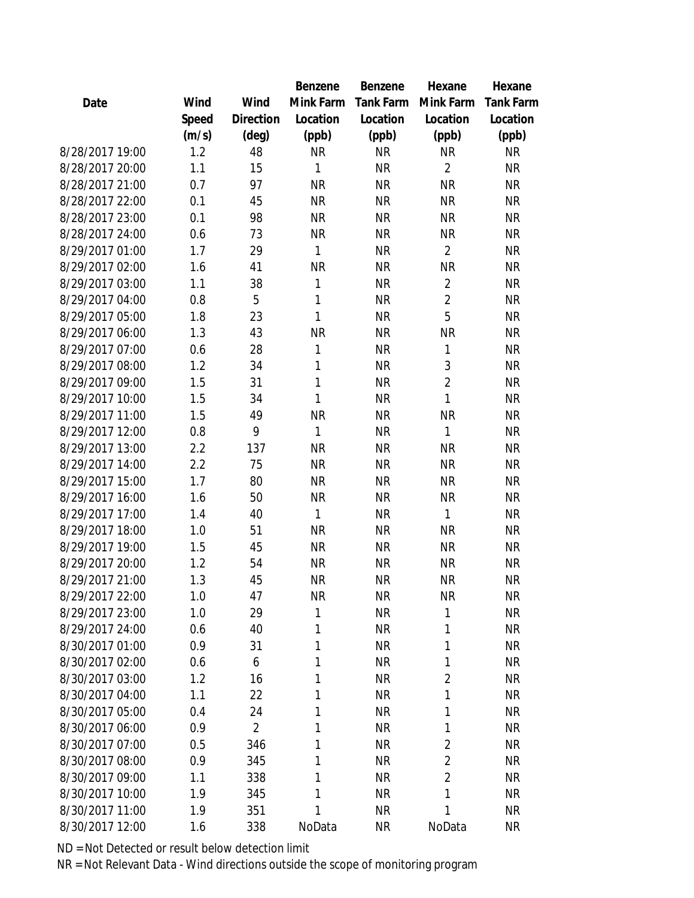| Date | Wind Speed (m/s) | Wind Direction (deg) | Benzene Mink Farm Location (ppb) | Benzene Tank Farm Location (ppb) | Hexane Mink Farm Location (ppb) | Hexane Tank Farm Location (ppb) |
|---|---|---|---|---|---|---|
| 8/28/2017 19:00 | 1.2 | 48 | NR | NR | NR | NR |
| 8/28/2017 20:00 | 1.1 | 15 | 1 | NR | 2 | NR |
| 8/28/2017 21:00 | 0.7 | 97 | NR | NR | NR | NR |
| 8/28/2017 22:00 | 0.1 | 45 | NR | NR | NR | NR |
| 8/28/2017 23:00 | 0.1 | 98 | NR | NR | NR | NR |
| 8/28/2017 24:00 | 0.6 | 73 | NR | NR | NR | NR |
| 8/29/2017 01:00 | 1.7 | 29 | 1 | NR | 2 | NR |
| 8/29/2017 02:00 | 1.6 | 41 | NR | NR | NR | NR |
| 8/29/2017 03:00 | 1.1 | 38 | 1 | NR | 2 | NR |
| 8/29/2017 04:00 | 0.8 | 5 | 1 | NR | 2 | NR |
| 8/29/2017 05:00 | 1.8 | 23 | 1 | NR | 5 | NR |
| 8/29/2017 06:00 | 1.3 | 43 | NR | NR | NR | NR |
| 8/29/2017 07:00 | 0.6 | 28 | 1 | NR | 1 | NR |
| 8/29/2017 08:00 | 1.2 | 34 | 1 | NR | 3 | NR |
| 8/29/2017 09:00 | 1.5 | 31 | 1 | NR | 2 | NR |
| 8/29/2017 10:00 | 1.5 | 34 | 1 | NR | 1 | NR |
| 8/29/2017 11:00 | 1.5 | 49 | NR | NR | NR | NR |
| 8/29/2017 12:00 | 0.8 | 9 | 1 | NR | 1 | NR |
| 8/29/2017 13:00 | 2.2 | 137 | NR | NR | NR | NR |
| 8/29/2017 14:00 | 2.2 | 75 | NR | NR | NR | NR |
| 8/29/2017 15:00 | 1.7 | 80 | NR | NR | NR | NR |
| 8/29/2017 16:00 | 1.6 | 50 | NR | NR | NR | NR |
| 8/29/2017 17:00 | 1.4 | 40 | 1 | NR | 1 | NR |
| 8/29/2017 18:00 | 1.0 | 51 | NR | NR | NR | NR |
| 8/29/2017 19:00 | 1.5 | 45 | NR | NR | NR | NR |
| 8/29/2017 20:00 | 1.2 | 54 | NR | NR | NR | NR |
| 8/29/2017 21:00 | 1.3 | 45 | NR | NR | NR | NR |
| 8/29/2017 22:00 | 1.0 | 47 | NR | NR | NR | NR |
| 8/29/2017 23:00 | 1.0 | 29 | 1 | NR | 1 | NR |
| 8/29/2017 24:00 | 0.6 | 40 | 1 | NR | 1 | NR |
| 8/30/2017 01:00 | 0.9 | 31 | 1 | NR | 1 | NR |
| 8/30/2017 02:00 | 0.6 | 6 | 1 | NR | 1 | NR |
| 8/30/2017 03:00 | 1.2 | 16 | 1 | NR | 2 | NR |
| 8/30/2017 04:00 | 1.1 | 22 | 1 | NR | 1 | NR |
| 8/30/2017 05:00 | 0.4 | 24 | 1 | NR | 1 | NR |
| 8/30/2017 06:00 | 0.9 | 2 | 1 | NR | 1 | NR |
| 8/30/2017 07:00 | 0.5 | 346 | 1 | NR | 2 | NR |
| 8/30/2017 08:00 | 0.9 | 345 | 1 | NR | 2 | NR |
| 8/30/2017 09:00 | 1.1 | 338 | 1 | NR | 2 | NR |
| 8/30/2017 10:00 | 1.9 | 345 | 1 | NR | 1 | NR |
| 8/30/2017 11:00 | 1.9 | 351 | 1 | NR | 1 | NR |
| 8/30/2017 12:00 | 1.6 | 338 | NoData | NR | NoData | NR |

ND = Not Detected or result below detection limit

NR = Not Relevant Data - Wind directions outside the scope of monitoring program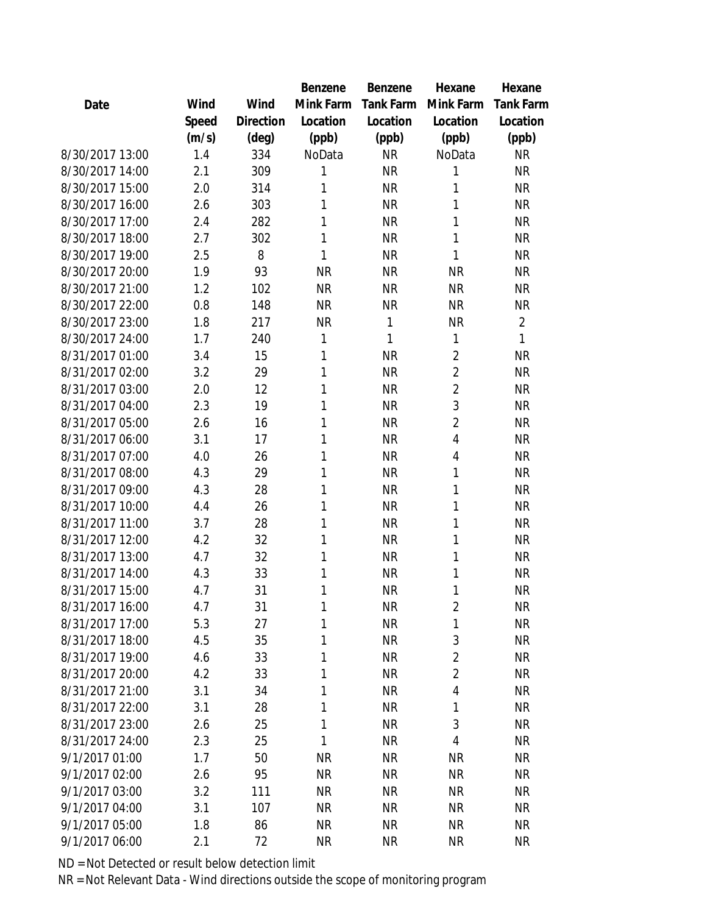| Date | Wind Speed (m/s) | Wind Direction (deg) | Benzene Mink Farm Location (ppb) | Benzene Tank Farm Location (ppb) | Hexane Mink Farm Location (ppb) | Hexane Tank Farm Location (ppb) |
|---|---|---|---|---|---|---|
| 8/30/2017 13:00 | 1.4 | 334 | NoData | NR | NoData | NR |
| 8/30/2017 14:00 | 2.1 | 309 | 1 | NR | 1 | NR |
| 8/30/2017 15:00 | 2.0 | 314 | 1 | NR | 1 | NR |
| 8/30/2017 16:00 | 2.6 | 303 | 1 | NR | 1 | NR |
| 8/30/2017 17:00 | 2.4 | 282 | 1 | NR | 1 | NR |
| 8/30/2017 18:00 | 2.7 | 302 | 1 | NR | 1 | NR |
| 8/30/2017 19:00 | 2.5 | 8 | 1 | NR | 1 | NR |
| 8/30/2017 20:00 | 1.9 | 93 | NR | NR | NR | NR |
| 8/30/2017 21:00 | 1.2 | 102 | NR | NR | NR | NR |
| 8/30/2017 22:00 | 0.8 | 148 | NR | NR | NR | NR |
| 8/30/2017 23:00 | 1.8 | 217 | NR | 1 | NR | 2 |
| 8/30/2017 24:00 | 1.7 | 240 | 1 | 1 | 1 | 1 |
| 8/31/2017 01:00 | 3.4 | 15 | 1 | NR | 2 | NR |
| 8/31/2017 02:00 | 3.2 | 29 | 1 | NR | 2 | NR |
| 8/31/2017 03:00 | 2.0 | 12 | 1 | NR | 2 | NR |
| 8/31/2017 04:00 | 2.3 | 19 | 1 | NR | 3 | NR |
| 8/31/2017 05:00 | 2.6 | 16 | 1 | NR | 2 | NR |
| 8/31/2017 06:00 | 3.1 | 17 | 1 | NR | 4 | NR |
| 8/31/2017 07:00 | 4.0 | 26 | 1 | NR | 4 | NR |
| 8/31/2017 08:00 | 4.3 | 29 | 1 | NR | 1 | NR |
| 8/31/2017 09:00 | 4.3 | 28 | 1 | NR | 1 | NR |
| 8/31/2017 10:00 | 4.4 | 26 | 1 | NR | 1 | NR |
| 8/31/2017 11:00 | 3.7 | 28 | 1 | NR | 1 | NR |
| 8/31/2017 12:00 | 4.2 | 32 | 1 | NR | 1 | NR |
| 8/31/2017 13:00 | 4.7 | 32 | 1 | NR | 1 | NR |
| 8/31/2017 14:00 | 4.3 | 33 | 1 | NR | 1 | NR |
| 8/31/2017 15:00 | 4.7 | 31 | 1 | NR | 1 | NR |
| 8/31/2017 16:00 | 4.7 | 31 | 1 | NR | 2 | NR |
| 8/31/2017 17:00 | 5.3 | 27 | 1 | NR | 1 | NR |
| 8/31/2017 18:00 | 4.5 | 35 | 1 | NR | 3 | NR |
| 8/31/2017 19:00 | 4.6 | 33 | 1 | NR | 2 | NR |
| 8/31/2017 20:00 | 4.2 | 33 | 1 | NR | 2 | NR |
| 8/31/2017 21:00 | 3.1 | 34 | 1 | NR | 4 | NR |
| 8/31/2017 22:00 | 3.1 | 28 | 1 | NR | 1 | NR |
| 8/31/2017 23:00 | 2.6 | 25 | 1 | NR | 3 | NR |
| 8/31/2017 24:00 | 2.3 | 25 | 1 | NR | 4 | NR |
| 9/1/2017 01:00 | 1.7 | 50 | NR | NR | NR | NR |
| 9/1/2017 02:00 | 2.6 | 95 | NR | NR | NR | NR |
| 9/1/2017 03:00 | 3.2 | 111 | NR | NR | NR | NR |
| 9/1/2017 04:00 | 3.1 | 107 | NR | NR | NR | NR |
| 9/1/2017 05:00 | 1.8 | 86 | NR | NR | NR | NR |
| 9/1/2017 06:00 | 2.1 | 72 | NR | NR | NR | NR |

ND = Not Detected or result below detection limit

NR = Not Relevant Data - Wind directions outside the scope of monitoring program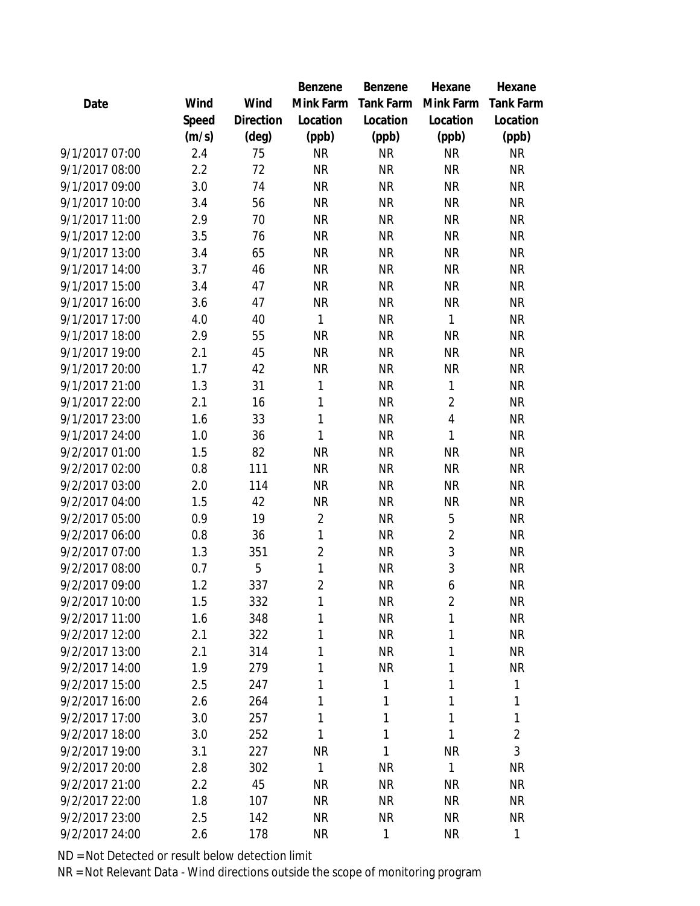| Date | Wind Speed (m/s) | Wind Direction (deg) | Benzene Mink Farm Location (ppb) | Benzene Tank Farm Location (ppb) | Hexane Mink Farm Location (ppb) | Hexane Tank Farm Location (ppb) |
|---|---|---|---|---|---|---|
| 9/1/2017 07:00 | 2.4 | 75 | NR | NR | NR | NR |
| 9/1/2017 08:00 | 2.2 | 72 | NR | NR | NR | NR |
| 9/1/2017 09:00 | 3.0 | 74 | NR | NR | NR | NR |
| 9/1/2017 10:00 | 3.4 | 56 | NR | NR | NR | NR |
| 9/1/2017 11:00 | 2.9 | 70 | NR | NR | NR | NR |
| 9/1/2017 12:00 | 3.5 | 76 | NR | NR | NR | NR |
| 9/1/2017 13:00 | 3.4 | 65 | NR | NR | NR | NR |
| 9/1/2017 14:00 | 3.7 | 46 | NR | NR | NR | NR |
| 9/1/2017 15:00 | 3.4 | 47 | NR | NR | NR | NR |
| 9/1/2017 16:00 | 3.6 | 47 | NR | NR | NR | NR |
| 9/1/2017 17:00 | 4.0 | 40 | 1 | NR | 1 | NR |
| 9/1/2017 18:00 | 2.9 | 55 | NR | NR | NR | NR |
| 9/1/2017 19:00 | 2.1 | 45 | NR | NR | NR | NR |
| 9/1/2017 20:00 | 1.7 | 42 | NR | NR | NR | NR |
| 9/1/2017 21:00 | 1.3 | 31 | 1 | NR | 1 | NR |
| 9/1/2017 22:00 | 2.1 | 16 | 1 | NR | 2 | NR |
| 9/1/2017 23:00 | 1.6 | 33 | 1 | NR | 4 | NR |
| 9/1/2017 24:00 | 1.0 | 36 | 1 | NR | 1 | NR |
| 9/2/2017 01:00 | 1.5 | 82 | NR | NR | NR | NR |
| 9/2/2017 02:00 | 0.8 | 111 | NR | NR | NR | NR |
| 9/2/2017 03:00 | 2.0 | 114 | NR | NR | NR | NR |
| 9/2/2017 04:00 | 1.5 | 42 | NR | NR | NR | NR |
| 9/2/2017 05:00 | 0.9 | 19 | 2 | NR | 5 | NR |
| 9/2/2017 06:00 | 0.8 | 36 | 1 | NR | 2 | NR |
| 9/2/2017 07:00 | 1.3 | 351 | 2 | NR | 3 | NR |
| 9/2/2017 08:00 | 0.7 | 5 | 1 | NR | 3 | NR |
| 9/2/2017 09:00 | 1.2 | 337 | 2 | NR | 6 | NR |
| 9/2/2017 10:00 | 1.5 | 332 | 1 | NR | 2 | NR |
| 9/2/2017 11:00 | 1.6 | 348 | 1 | NR | 1 | NR |
| 9/2/2017 12:00 | 2.1 | 322 | 1 | NR | 1 | NR |
| 9/2/2017 13:00 | 2.1 | 314 | 1 | NR | 1 | NR |
| 9/2/2017 14:00 | 1.9 | 279 | 1 | NR | 1 | NR |
| 9/2/2017 15:00 | 2.5 | 247 | 1 | 1 | 1 | 1 |
| 9/2/2017 16:00 | 2.6 | 264 | 1 | 1 | 1 | 1 |
| 9/2/2017 17:00 | 3.0 | 257 | 1 | 1 | 1 | 1 |
| 9/2/2017 18:00 | 3.0 | 252 | 1 | 1 | 1 | 2 |
| 9/2/2017 19:00 | 3.1 | 227 | NR | 1 | NR | 3 |
| 9/2/2017 20:00 | 2.8 | 302 | 1 | NR | 1 | NR |
| 9/2/2017 21:00 | 2.2 | 45 | NR | NR | NR | NR |
| 9/2/2017 22:00 | 1.8 | 107 | NR | NR | NR | NR |
| 9/2/2017 23:00 | 2.5 | 142 | NR | NR | NR | NR |
| 9/2/2017 24:00 | 2.6 | 178 | NR | 1 | NR | 1 |

ND = Not Detected or result below detection limit

NR = Not Relevant Data - Wind directions outside the scope of monitoring program